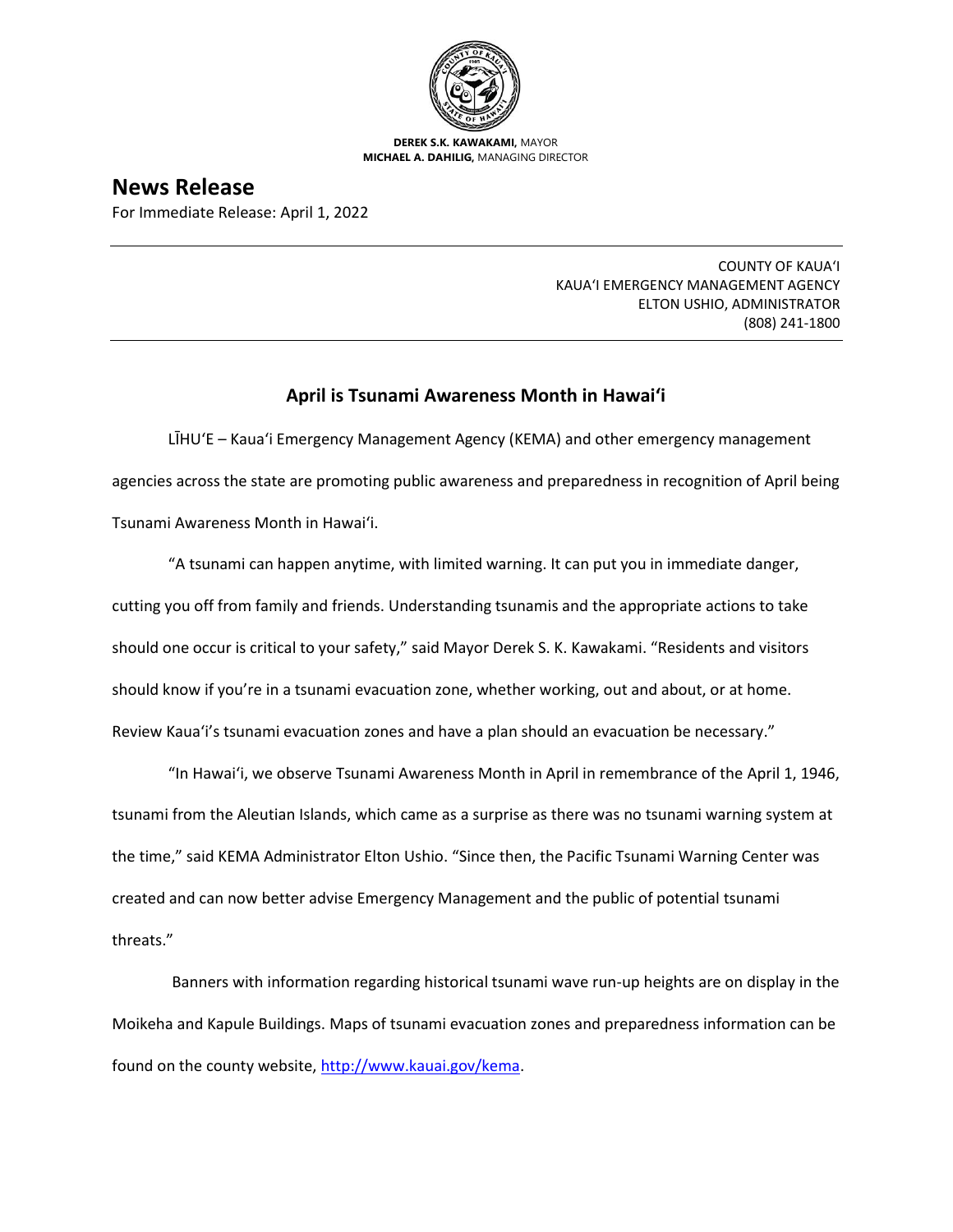**DEREK S.K. KAWAKAMI,** MAYOR
**MICHAEL A. DAHILIG,** MANAGING DIRECTOR

# News Release

For Immediate Release: April 1, 2022

---

COUNTY OF KAUA'I
KAUA'I EMERGENCY MANAGEMENT AGENCY
ELTON USHIO, ADMINISTRATOR
(808) 241-1800

---

## April is Tsunami Awareness Month in Hawai'i

LĪHU'E – Kaua'i Emergency Management Agency (KEMA) and other emergency management agencies across the state are promoting public awareness and preparedness in recognition of April being Tsunami Awareness Month in Hawai'i.

"A tsunami can happen anytime, with limited warning. It can put you in immediate danger, cutting you off from family and friends. Understanding tsunamis and the appropriate actions to take should one occur is critical to your safety," said Mayor Derek S. K. Kawakami. "Residents and visitors should know if you're in a tsunami evacuation zone, whether working, out and about, or at home. Review Kaua'i's tsunami evacuation zones and have a plan should an evacuation be necessary."

"In Hawai'i, we observe Tsunami Awareness Month in April in remembrance of the April 1, 1946, tsunami from the Aleutian Islands, which came as a surprise as there was no tsunami warning system at the time," said KEMA Administrator Elton Ushio. "Since then, the Pacific Tsunami Warning Center was created and can now better advise Emergency Management and the public of potential tsunami threats."

Banners with information regarding historical tsunami wave run-up heights are on display in the Moikeha and Kapule Buildings. Maps of tsunami evacuation zones and preparedness information can be found on the county website, [http://www.kauai.gov/kema](http://www.kauai.gov/kema).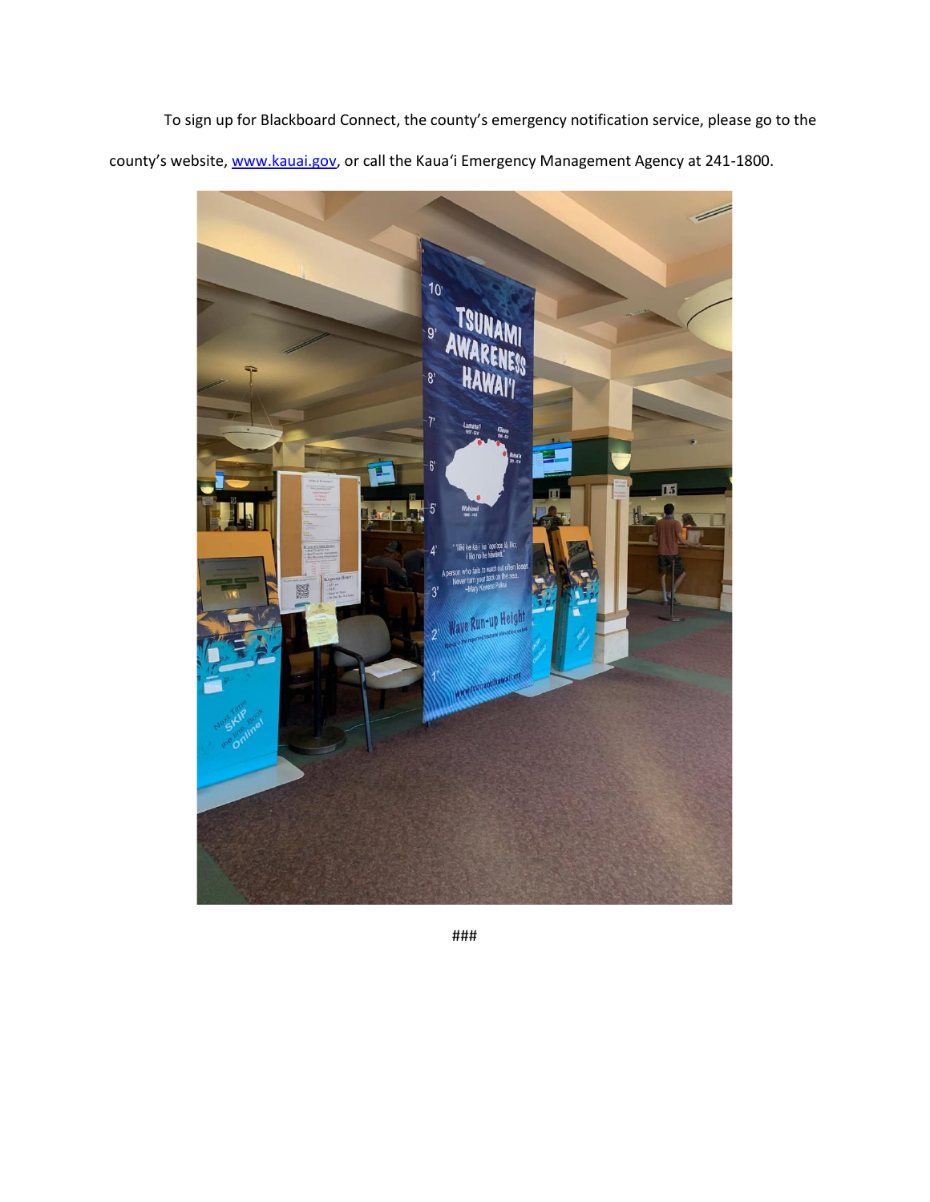To sign up for Blackboard Connect, the county's emergency notification service, please go to the county's website, www.kauai.gov, or call the Kaua'i Emergency Management Agency at 241-1800.

###